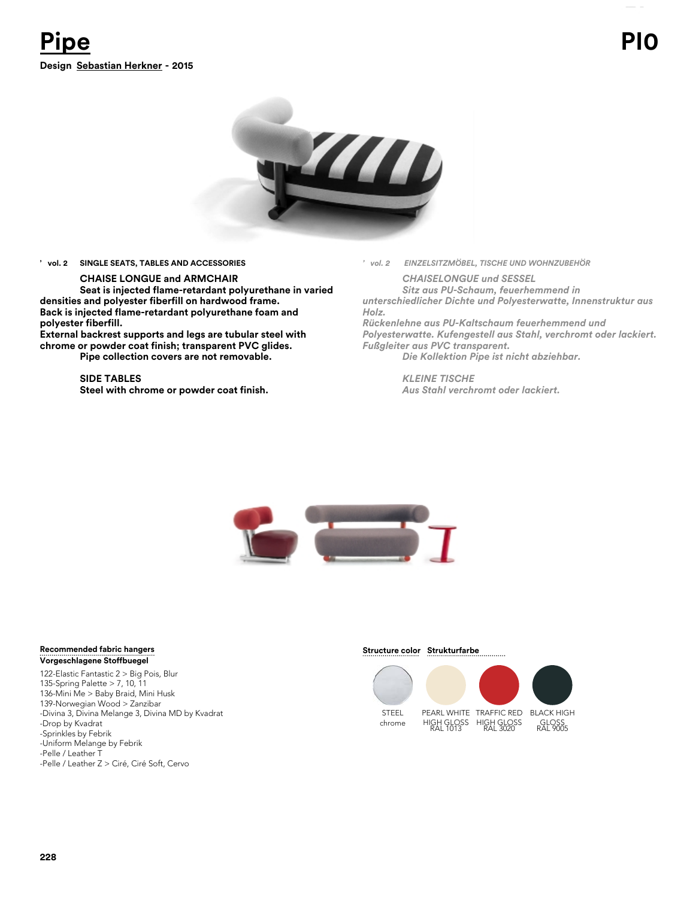# Pipe

**PIO**

**Design Sebastian Herkner - 2015**

’ **vol. 2** **SINGLE SEATS, TABLES AND ACCESSORIES**

**CHAISE LONGUE and ARMCHAIR**

**Seat is injected flame-retardant polyurethane in varied densities and polyester fiberfill on hardwood frame.**
**Back is injected flame-retardant polyurethane foam and polyester fiberfill.**
**External backrest supports and legs are tubular steel with chrome or powder coat finish; transparent PVC glides.**
**Pipe collection covers are not removable.**

**SIDE TABLES**
**Steel with chrome or powder coat finish.**

’ *vol. 2* *EINZELSITZMÖBEL, TISCHE UND WOHNZUBEHÖR*

*CHAISELONGUE und SESSEL*

*Sitz aus PU-Schaum, feuerhemmend in unterschiedlicher Dichte und Polyesterwatte, Innenstruktur aus Holz.*
*Rückenlehne aus PU-Kaltschaum feuerhemmend und Polyesterwatte. Kufengestell aus Stahl, verchromt oder lackiert. Fußgleiter aus PVC transparent.*
*Die Kollektion Pipe ist nicht abziehbar.*

*KLEINE TISCHE*
*Aus Stahl verchromt oder lackiert.*

**Recommended fabric hangers**
**Vorgeschlagene Stoffbuegel**

122-Elastic Fantastic 2 > Big Pois, Blur
135-Spring Palette > 7, 10, 11
136-Mini Me > Baby Braid, Mini Husk
139-Norwegian Wood > Zanzibar
-Divina 3, Divina Melange 3, Divina MD by Kvadrat
-Drop by Kvadrat
-Sprinkles by Febrik
-Uniform Melange by Febrik
-Pelle / Leather T
-Pelle / Leather Z > Ciré, Ciré Soft, Cervo

**Structure color** **Strukturfarbe**

| STEEL chrome | PEARL WHITE HIGH GLOSS RAL 1013 | TRAFFIC RED HIGH GLOSS RAL 3020 | BLACK HIGH GLOSS RAL 9005 |
|---|---|---|---|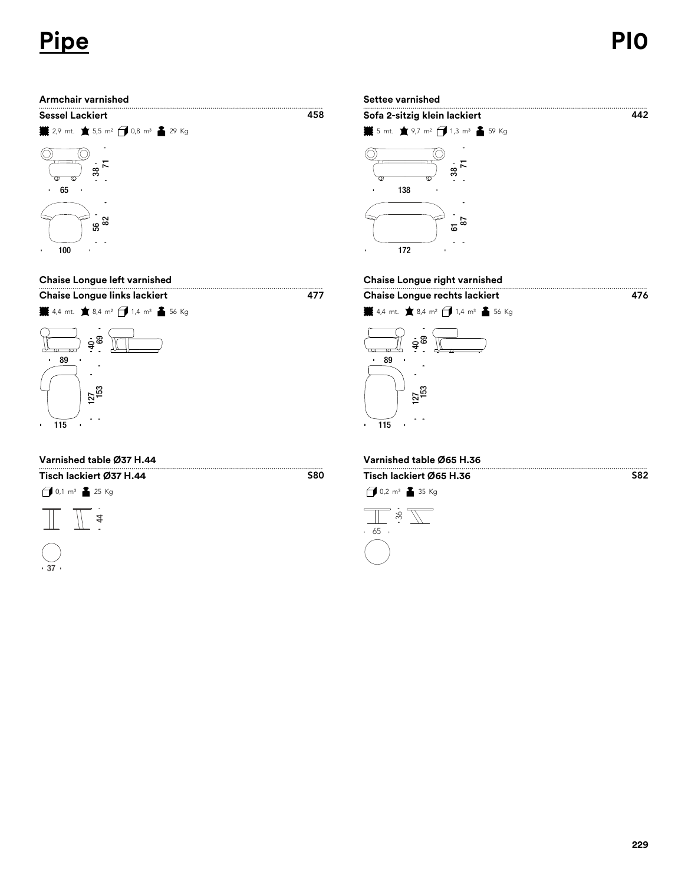# Pipe

PIO

### Armchair varnished

**Sessel Lackiert** — 458

2,9 mt. 5,5 m² 0,8 m³ 29 Kg

71 · 38 · 65

82 · 56 · 100

### Settee varnished

**Sofa 2-sitzig klein lackiert** — 442

5 mt. 9,7 m² 1,3 m³ 59 Kg

71 · 38 · 138

87 · 61 · 172

### Chaise Longue left varnished

**Chaise Longue links lackiert** — 477

4,4 mt. 8,4 m² 1,4 m³ 56 Kg

69 · 40 · 89

153 · 127 · 115

### Chaise Longue right varnished

**Chaise Longue rechts lackiert** — 476

4,4 mt. 8,4 m² 1,4 m³ 56 Kg

69 · 40 · 89

153 · 127 · 115

### Varnished table Ø37 H.44

**Tisch lackiert Ø37 H.44** — S80

0,1 m³ 25 Kg

44 · 37

### Varnished table Ø65 H.36

**Tisch lackiert Ø65 H.36** — S82

0,2 m³ 35 Kg

36 · 65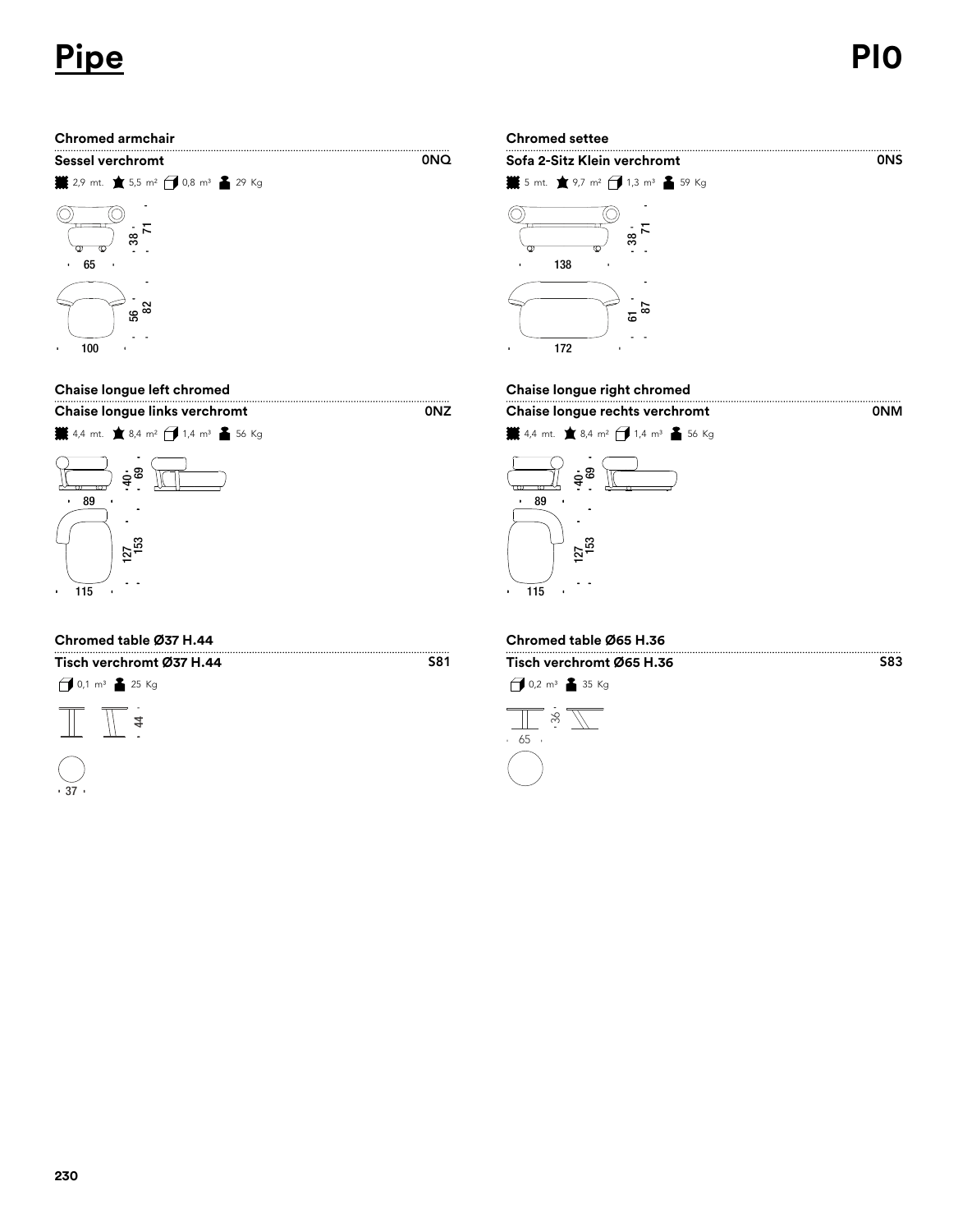# Pipe

PIO

### Chromed armchair

**Sessel verchromt** — 0NQ

2,9 mt. 5,5 m² 0,8 m³ 29 Kg

38
71
65
56
82
100

### Chromed settee

**Sofa 2-Sitz Klein verchromt** — 0NS

5 mt. 9,7 m² 1,3 m³ 59 Kg

38
71
138
61
87
172

### Chaise longue left chromed

**Chaise longue links verchromt** — 0NZ

4,4 mt. 8,4 m² 1,4 m³ 56 Kg

40
69
89
127
153
115

### Chaise longue right chromed

**Chaise longue rechts verchromt** — 0NM

4,4 mt. 8,4 m² 1,4 m³ 56 Kg

40
69
89
127
153
115

### Chromed table Ø37 H.44

**Tisch verchromt Ø37 H.44** — S81

0,1 m³ 25 Kg

44
37

### Chromed table Ø65 H.36

**Tisch verchromt Ø65 H.36** — S83

0,2 m³ 35 Kg

36
65